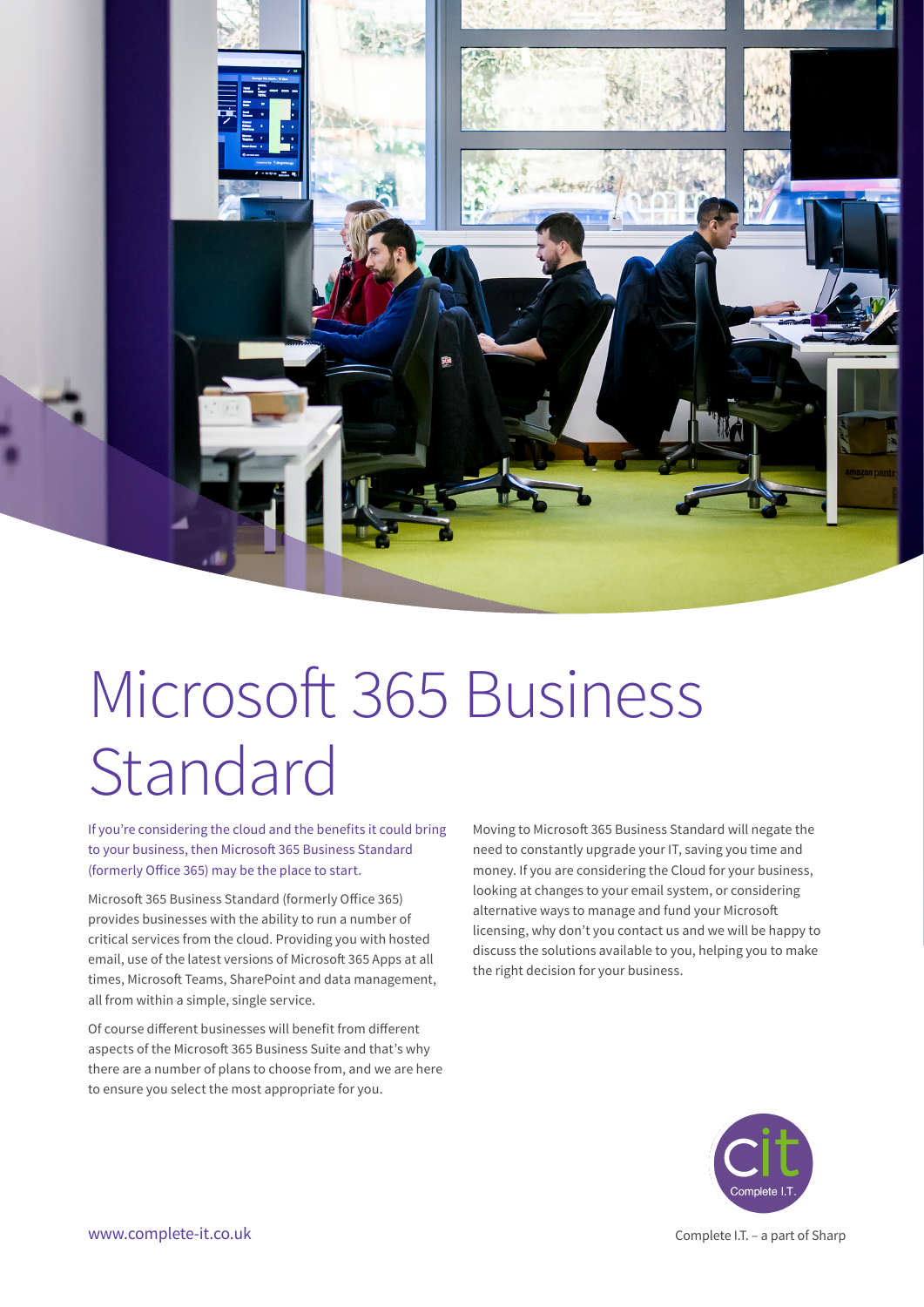# Microsoft 365 Business Standard

If you're considering the cloud and the benefits it could bring to your business, then Microsoft 365 Business Standard (formerly Office 365) may be the place to start.

Microsoft 365 Business Standard (formerly Office 365) provides businesses with the ability to run a number of critical services from the cloud. Providing you with hosted email, use of the latest versions of Microsoft 365 Apps at all times, Microsoft Teams, SharePoint and data management, all from within a simple, single service.

Of course different businesses will benefit from different aspects of the Microsoft 365 Business Suite and that's why there are a number of plans to choose from, and we are here to ensure you select the most appropriate for you.

Moving to Microsoft 365 Business Standard will negate the need to constantly upgrade your IT, saving you time and money. If you are considering the Cloud for your business, looking at changes to your email system, or considering alternative ways to manage and fund your Microsoft licensing, why don't you contact us and we will be happy to discuss the solutions available to you, helping you to make the right decision for your business.

www.complete-it.co.uk

Complete I.T. – a part of Sharp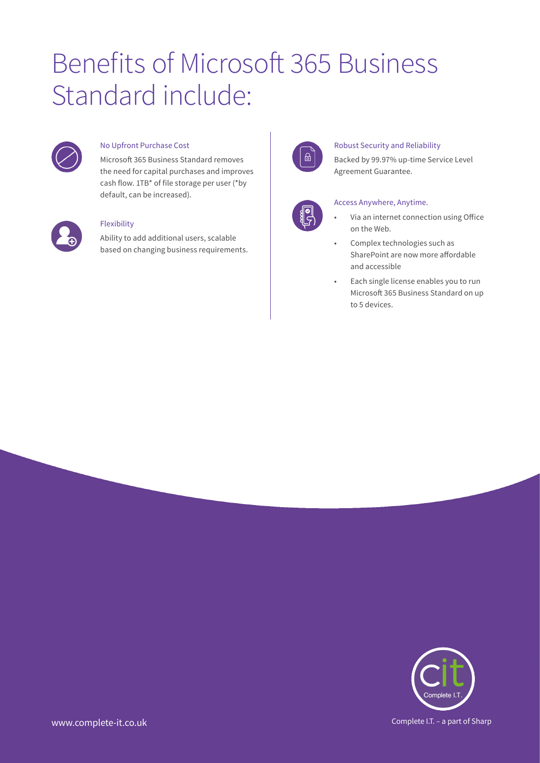# Benefits of Microsoft 365 Business Standard include:

### No Upfront Purchase Cost

Microsoft 365 Business Standard removes the need for capital purchases and improves cash flow. 1TB* of file storage per user (*by default, can be increased).

### Flexibility

Ability to add additional users, scalable based on changing business requirements.

### Robust Security and Reliability

Backed by 99.97% up-time Service Level Agreement Guarantee.

### Access Anywhere, Anytime.

- Via an internet connection using Office on the Web.
- Complex technologies such as SharePoint are now more affordable and accessible
- Each single license enables you to run Microsoft 365 Business Standard on up to 5 devices.

www.complete-it.co.uk

Complete I.T. – a part of Sharp